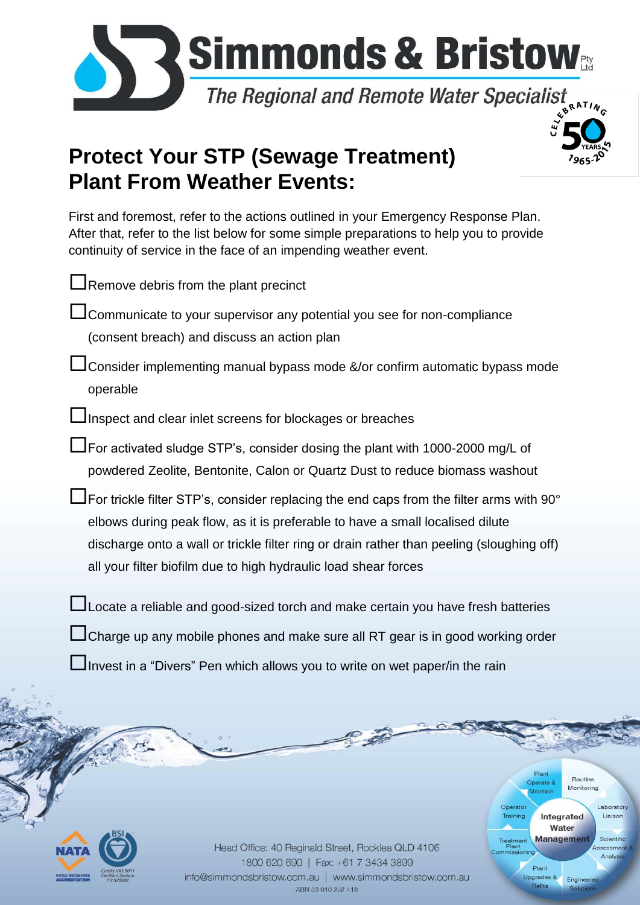# Simmonds & Bristow Pty Ltd

*The Regional and Remote Water Specialist*

CELEBRATING 50 YEARS 1965-2015

## Protect Your STP (Sewage Treatment) Plant From Weather Events:

First and foremost, refer to the actions outlined in your Emergency Response Plan. After that, refer to the list below for some simple preparations to help you to provide continuity of service in the face of an impending weather event.

- ☐ Remove debris from the plant precinct
- ☐ Communicate to your supervisor any potential you see for non-compliance (consent breach) and discuss an action plan
- ☐ Consider implementing manual bypass mode &/or confirm automatic bypass mode operable
- ☐ Inspect and clear inlet screens for blockages or breaches
- ☐ For activated sludge STP's, consider dosing the plant with 1000-2000 mg/L of powdered Zeolite, Bentonite, Calon or Quartz Dust to reduce biomass washout
- ☐ For trickle filter STP's, consider replacing the end caps from the filter arms with 90° elbows during peak flow, as it is preferable to have a small localised dilute discharge onto a wall or trickle filter ring or drain rather than peeling (sloughing off) all your filter biofilm due to high hydraulic load shear forces
- ☐ Locate a reliable and good-sized torch and make certain you have fresh batteries
- ☐ Charge up any mobile phones and make sure all RT gear is in good working order
- ☐ Invest in a "Divers" Pen which allows you to write on wet paper/in the rain

Integrated Water Management: Plant Operate & Maintain | Routine Monitoring | Laboratory Liaison | Scientific Assessment & Analysis | Engineered Solutions | Plant Upgrades & Refits | Treatment Plant Commissioning | Operator Training

NATA World Recognised Accreditation | BSI Quality ISO 9001 Certified System FS 520982

Head Office: 40 Reginald Street, Rocklea QLD 4106
1800 620 690 | Fax: +61 7 3434 3899
info@simmondsbristow.com.au | www.simmondsbristow.com.au
ABN 33 010 252 418